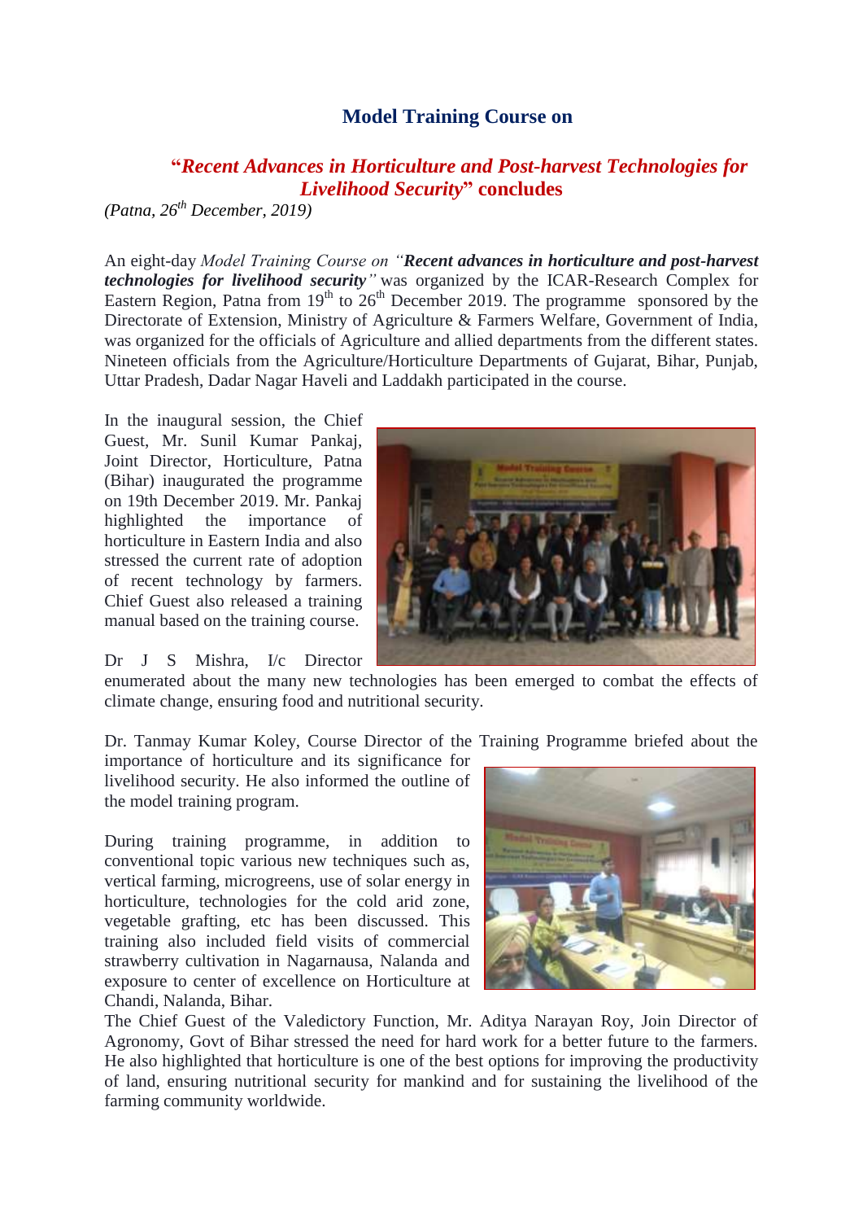# Model Training Course on

## "*Recent Advances in Horticulture and Post-harvest Technologies for Livelihood Security*" concludes

*(Patna, 26th December, 2019)*

An eight-day *Model Training Course on "**Recent advances in horticulture and post-harvest technologies for livelihood security**"* was organized by the ICAR-Research Complex for Eastern Region, Patna from 19th to 26th December 2019. The programme sponsored by the Directorate of Extension, Ministry of Agriculture & Farmers Welfare, Government of India, was organized for the officials of Agriculture and allied departments from the different states. Nineteen officials from the Agriculture/Horticulture Departments of Gujarat, Bihar, Punjab, Uttar Pradesh, Dadar Nagar Haveli and Laddakh participated in the course.

In the inaugural session, the Chief Guest, Mr. Sunil Kumar Pankaj, Joint Director, Horticulture, Patna (Bihar) inaugurated the programme on 19th December 2019. Mr. Pankaj highlighted the importance of horticulture in Eastern India and also stressed the current rate of adoption of recent technology by farmers. Chief Guest also released a training manual based on the training course.

Dr J S Mishra, I/c Director enumerated about the many new technologies has been emerged to combat the effects of climate change, ensuring food and nutritional security.

Dr. Tanmay Kumar Koley, Course Director of the Training Programme briefed about the importance of horticulture and its significance for livelihood security. He also informed the outline of the model training program.

During training programme, in addition to conventional topic various new techniques such as, vertical farming, microgreens, use of solar energy in horticulture, technologies for the cold arid zone, vegetable grafting, etc has been discussed. This training also included field visits of commercial strawberry cultivation in Nagarnausa, Nalanda and exposure to center of excellence on Horticulture at Chandi, Nalanda, Bihar.

The Chief Guest of the Valedictory Function, Mr. Aditya Narayan Roy, Join Director of Agronomy, Govt of Bihar stressed the need for hard work for a better future to the farmers. He also highlighted that horticulture is one of the best options for improving the productivity of land, ensuring nutritional security for mankind and for sustaining the livelihood of the farming community worldwide.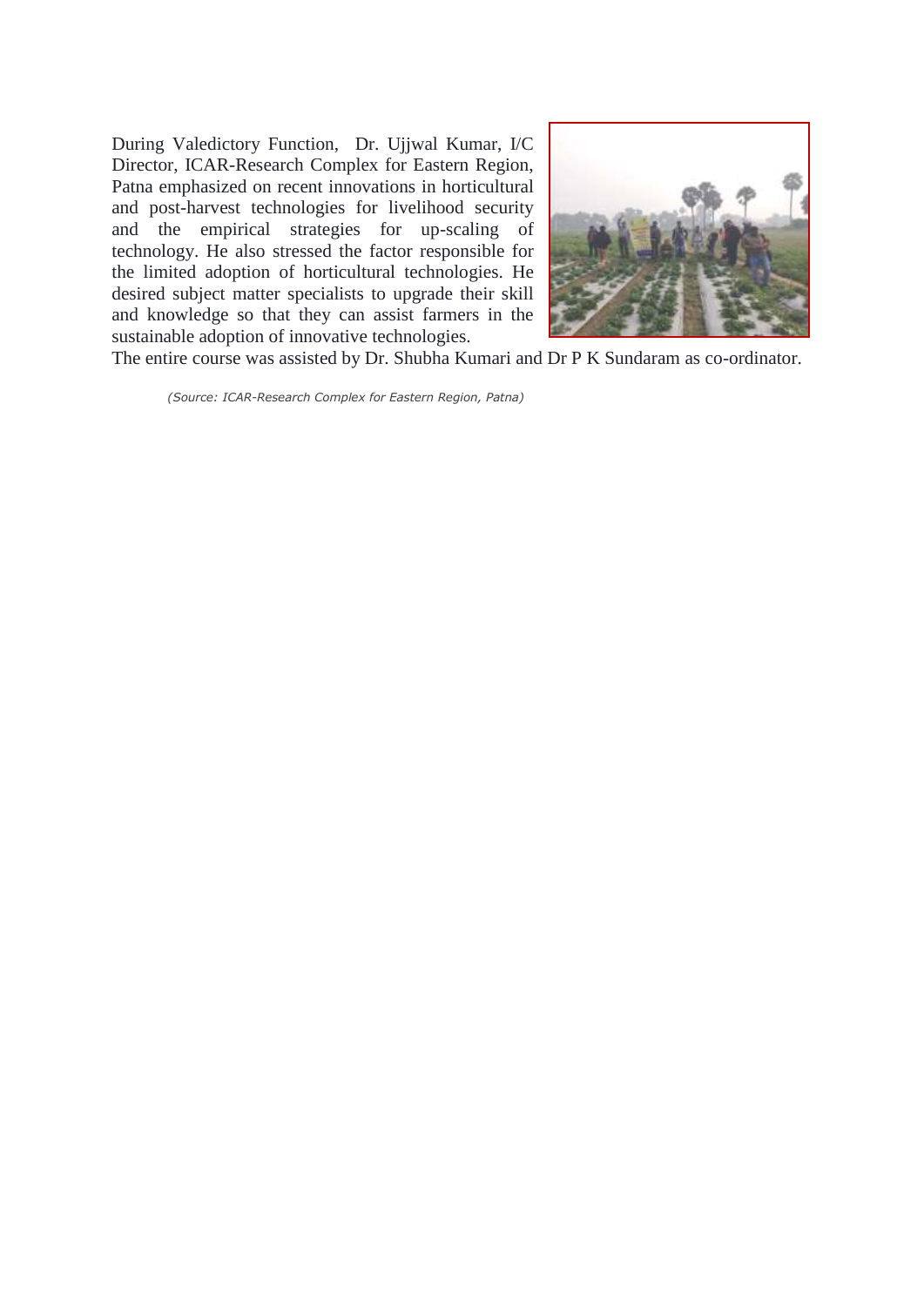During Valedictory Function, Dr. Ujjwal Kumar, I/C Director, ICAR-Research Complex for Eastern Region, Patna emphasized on recent innovations in horticultural and post-harvest technologies for livelihood security and the empirical strategies for up-scaling of technology. He also stressed the factor responsible for the limited adoption of horticultural technologies. He desired subject matter specialists to upgrade their skill and knowledge so that they can assist farmers in the sustainable adoption of innovative technologies.

The entire course was assisted by Dr. Shubha Kumari and Dr P K Sundaram as co-ordinator.

*(Source: ICAR-Research Complex for Eastern Region, Patna)*